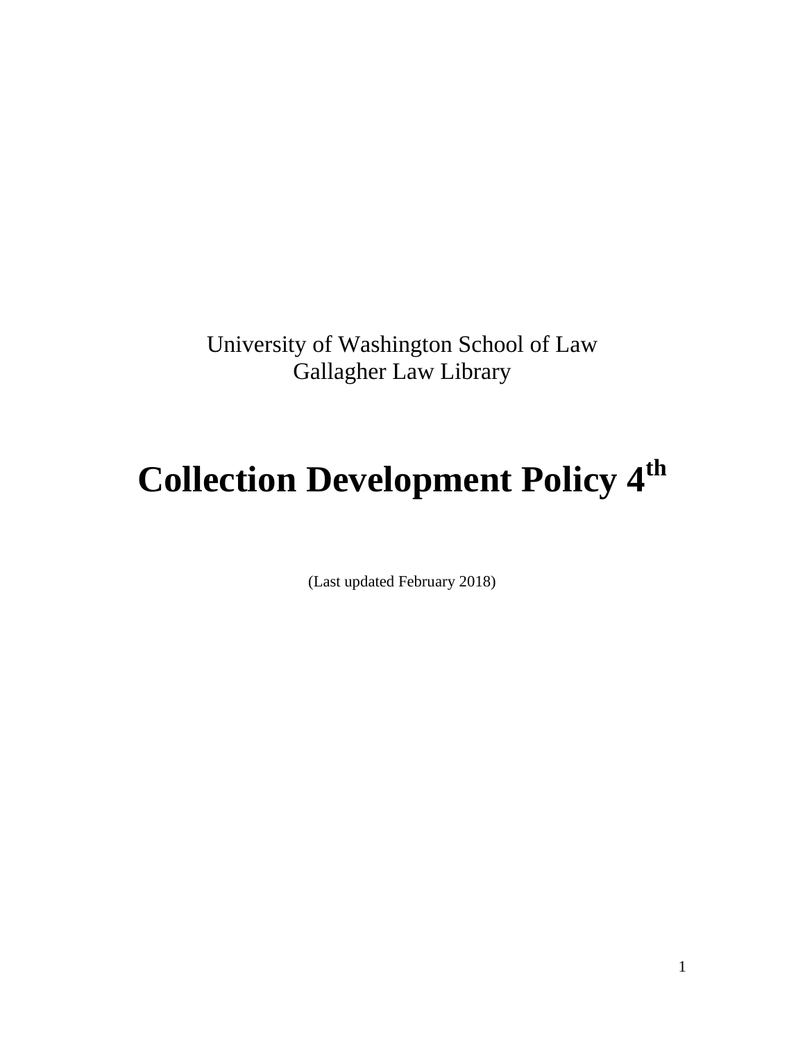University of Washington School of Law
Gallagher Law Library

# Collection Development Policy 4th

(Last updated February 2018)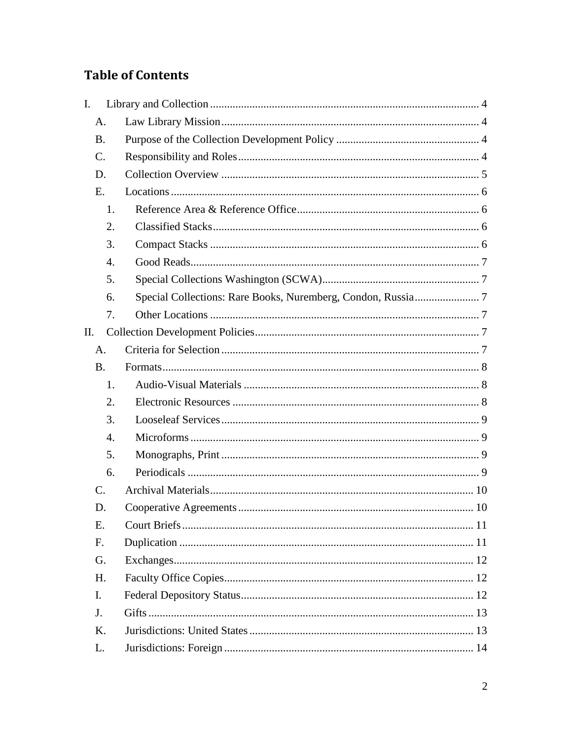# Table of Contents

- I. Library and Collection ..... 4
  - A. Law Library Mission ..... 4
  - B. Purpose of the Collection Development Policy ..... 4
  - C. Responsibility and Roles ..... 4
  - D. Collection Overview ..... 5
  - E. Locations ..... 6
    - 1. Reference Area & Reference Office ..... 6
    - 2. Classified Stacks ..... 6
    - 3. Compact Stacks ..... 6
    - 4. Good Reads ..... 7
    - 5. Special Collections Washington (SCWA) ..... 7
    - 6. Special Collections: Rare Books, Nuremberg, Condon, Russia ..... 7
    - 7. Other Locations ..... 7
- II. Collection Development Policies ..... 7
  - A. Criteria for Selection ..... 7
  - B. Formats ..... 8
    - 1. Audio-Visual Materials ..... 8
    - 2. Electronic Resources ..... 8
    - 3. Looseleaf Services ..... 9
    - 4. Microforms ..... 9
    - 5. Monographs, Print ..... 9
    - 6. Periodicals ..... 9
  - C. Archival Materials ..... 10
  - D. Cooperative Agreements ..... 10
  - E. Court Briefs ..... 11
  - F. Duplication ..... 11
  - G. Exchanges ..... 12
  - H. Faculty Office Copies ..... 12
  - I. Federal Depository Status ..... 12
  - J. Gifts ..... 13
  - K. Jurisdictions: United States ..... 13
  - L. Jurisdictions: Foreign ..... 14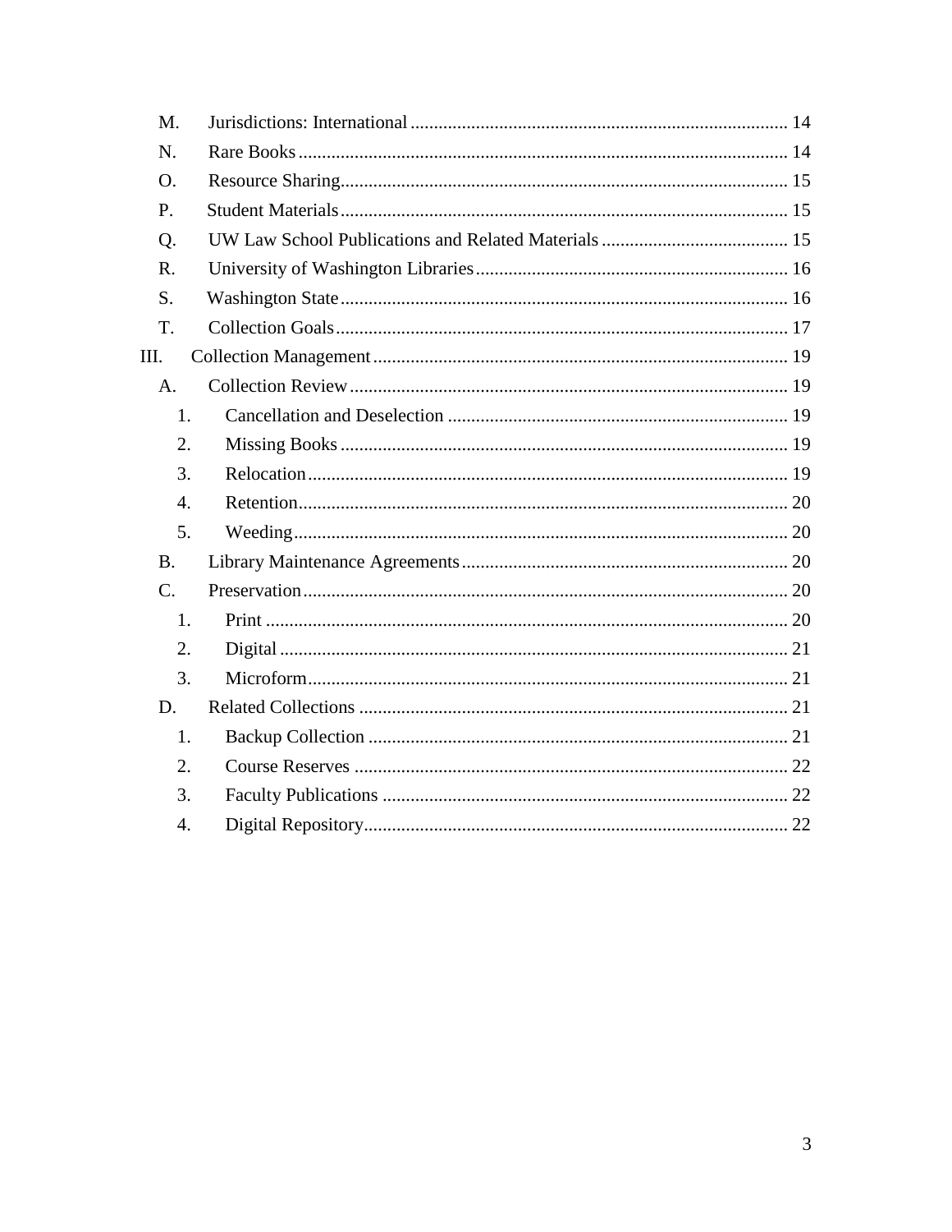- M. Jurisdictions: International ........ 14
- N. Rare Books ........ 14
- O. Resource Sharing ........ 15
- P. Student Materials ........ 15
- Q. UW Law School Publications and Related Materials ........ 15
- R. University of Washington Libraries ........ 16
- S. Washington State ........ 16
- T. Collection Goals ........ 17

III. Collection Management ........ 19

- A. Collection Review ........ 19
  1. Cancellation and Deselection ........ 19
  2. Missing Books ........ 19
  3. Relocation ........ 19
  4. Retention ........ 20
  5. Weeding ........ 20
- B. Library Maintenance Agreements ........ 20
- C. Preservation ........ 20
  1. Print ........ 20
  2. Digital ........ 21
  3. Microform ........ 21
- D. Related Collections ........ 21
  1. Backup Collection ........ 21
  2. Course Reserves ........ 22
  3. Faculty Publications ........ 22
  4. Digital Repository ........ 22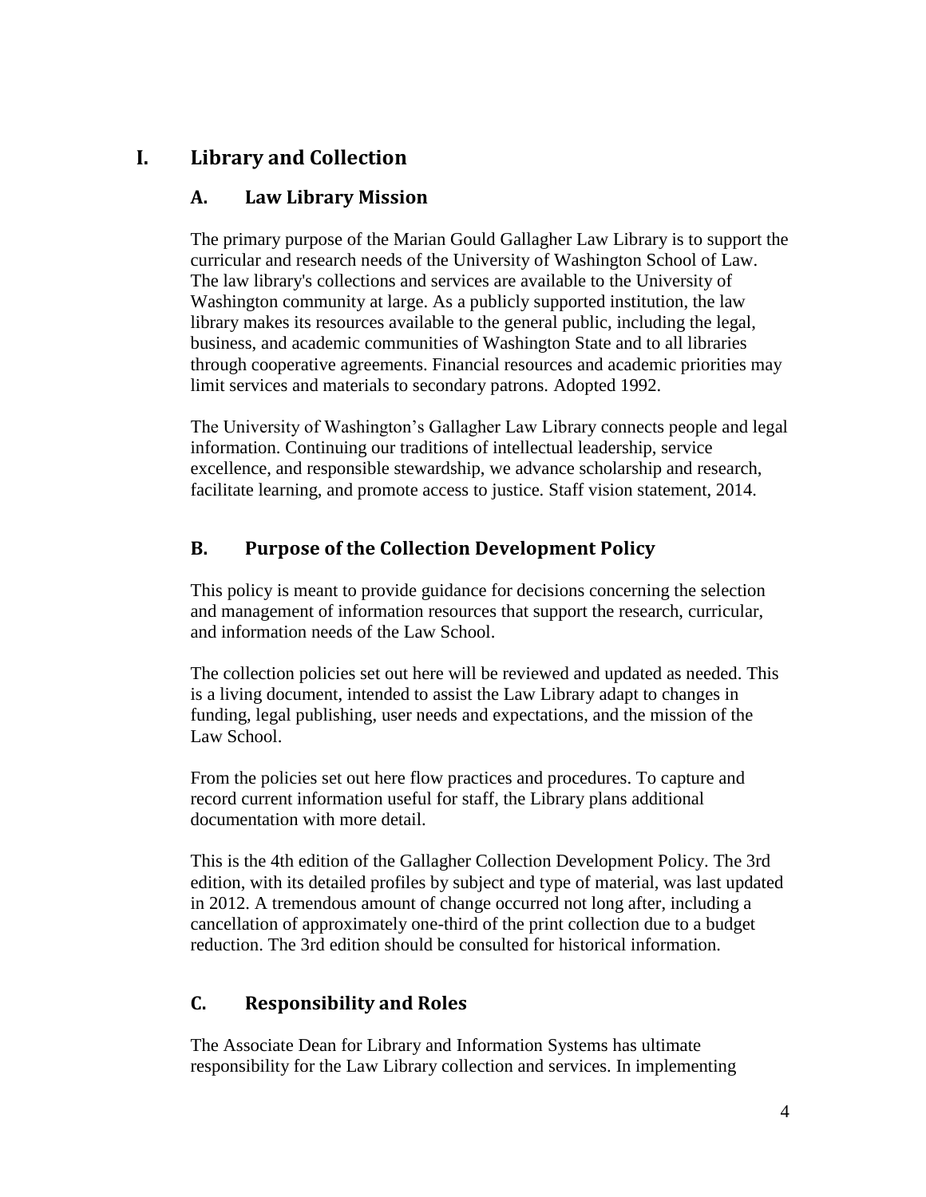# I. Library and Collection

## A. Law Library Mission

The primary purpose of the Marian Gould Gallagher Law Library is to support the curricular and research needs of the University of Washington School of Law. The law library's collections and services are available to the University of Washington community at large. As a publicly supported institution, the law library makes its resources available to the general public, including the legal, business, and academic communities of Washington State and to all libraries through cooperative agreements. Financial resources and academic priorities may limit services and materials to secondary patrons. Adopted 1992.

The University of Washington's Gallagher Law Library connects people and legal information. Continuing our traditions of intellectual leadership, service excellence, and responsible stewardship, we advance scholarship and research, facilitate learning, and promote access to justice. Staff vision statement, 2014.

## B. Purpose of the Collection Development Policy

This policy is meant to provide guidance for decisions concerning the selection and management of information resources that support the research, curricular, and information needs of the Law School.

The collection policies set out here will be reviewed and updated as needed. This is a living document, intended to assist the Law Library adapt to changes in funding, legal publishing, user needs and expectations, and the mission of the Law School.

From the policies set out here flow practices and procedures. To capture and record current information useful for staff, the Library plans additional documentation with more detail.

This is the 4th edition of the Gallagher Collection Development Policy. The 3rd edition, with its detailed profiles by subject and type of material, was last updated in 2012. A tremendous amount of change occurred not long after, including a cancellation of approximately one-third of the print collection due to a budget reduction. The 3rd edition should be consulted for historical information.

## C. Responsibility and Roles

The Associate Dean for Library and Information Systems has ultimate responsibility for the Law Library collection and services. In implementing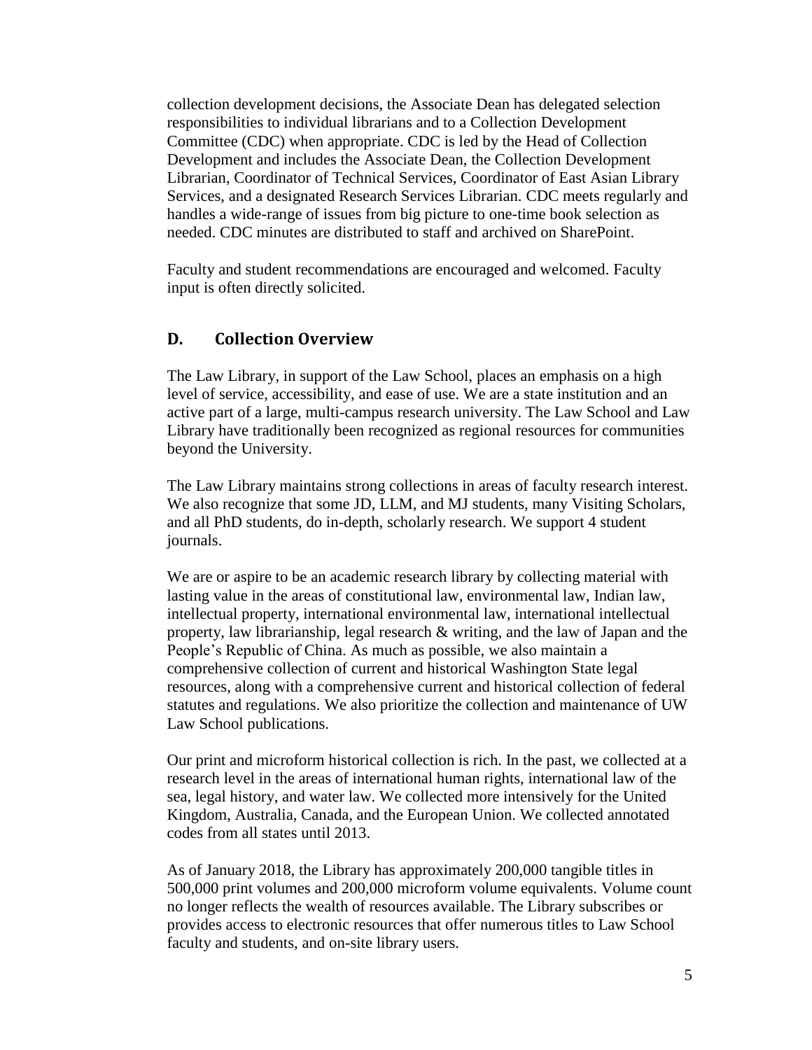collection development decisions, the Associate Dean has delegated selection responsibilities to individual librarians and to a Collection Development Committee (CDC) when appropriate. CDC is led by the Head of Collection Development and includes the Associate Dean, the Collection Development Librarian, Coordinator of Technical Services, Coordinator of East Asian Library Services, and a designated Research Services Librarian. CDC meets regularly and handles a wide-range of issues from big picture to one-time book selection as needed. CDC minutes are distributed to staff and archived on SharePoint.

Faculty and student recommendations are encouraged and welcomed. Faculty input is often directly solicited.

## D. Collection Overview

The Law Library, in support of the Law School, places an emphasis on a high level of service, accessibility, and ease of use. We are a state institution and an active part of a large, multi-campus research university. The Law School and Law Library have traditionally been recognized as regional resources for communities beyond the University.

The Law Library maintains strong collections in areas of faculty research interest. We also recognize that some JD, LLM, and MJ students, many Visiting Scholars, and all PhD students, do in-depth, scholarly research. We support 4 student journals.

We are or aspire to be an academic research library by collecting material with lasting value in the areas of constitutional law, environmental law, Indian law, intellectual property, international environmental law, international intellectual property, law librarianship, legal research & writing, and the law of Japan and the People's Republic of China. As much as possible, we also maintain a comprehensive collection of current and historical Washington State legal resources, along with a comprehensive current and historical collection of federal statutes and regulations. We also prioritize the collection and maintenance of UW Law School publications.

Our print and microform historical collection is rich. In the past, we collected at a research level in the areas of international human rights, international law of the sea, legal history, and water law. We collected more intensively for the United Kingdom, Australia, Canada, and the European Union. We collected annotated codes from all states until 2013.

As of January 2018, the Library has approximately 200,000 tangible titles in 500,000 print volumes and 200,000 microform volume equivalents. Volume count no longer reflects the wealth of resources available. The Library subscribes or provides access to electronic resources that offer numerous titles to Law School faculty and students, and on-site library users.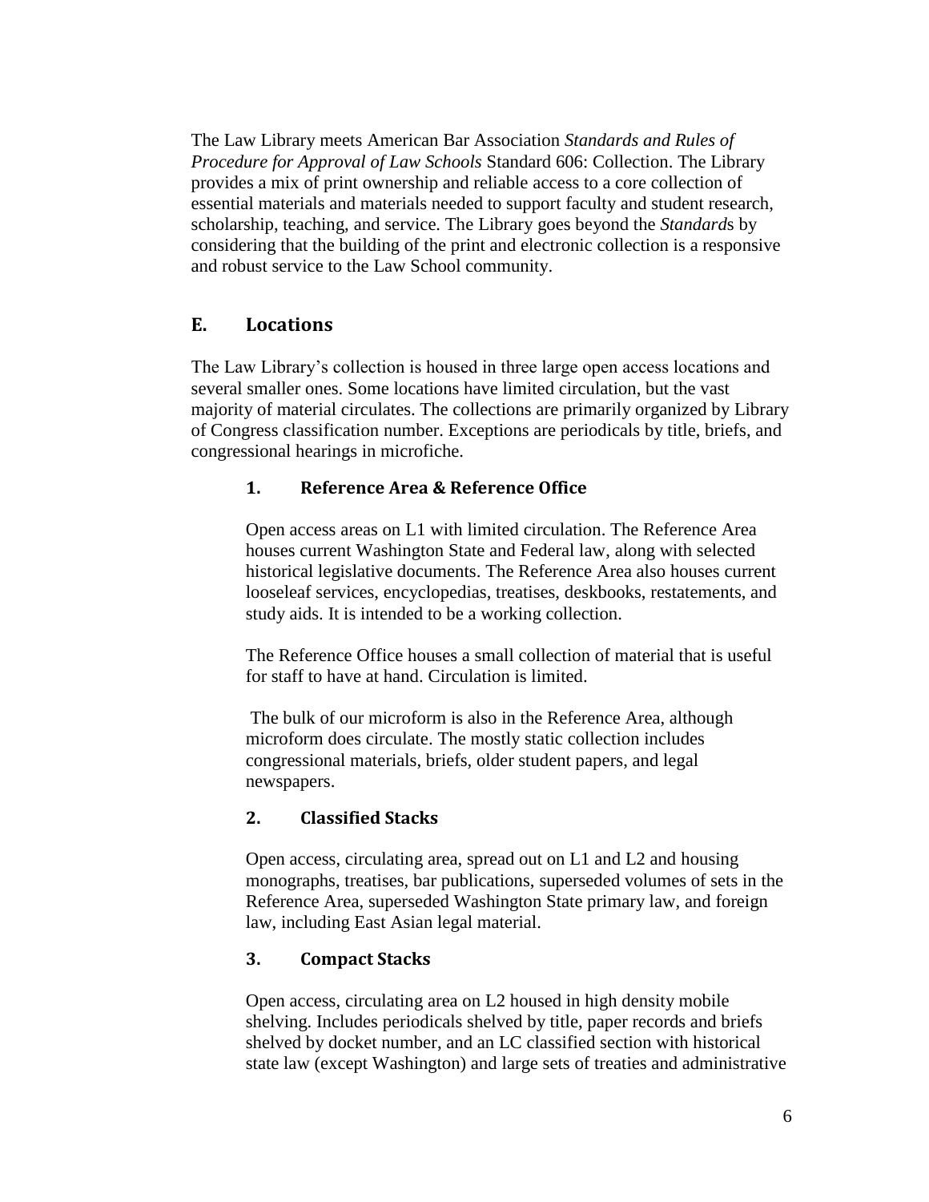The Law Library meets American Bar Association *Standards and Rules of Procedure for Approval of Law Schools* Standard 606: Collection. The Library provides a mix of print ownership and reliable access to a core collection of essential materials and materials needed to support faculty and student research, scholarship, teaching, and service. The Library goes beyond the *Standard*s by considering that the building of the print and electronic collection is a responsive and robust service to the Law School community.

## E. Locations

The Law Library's collection is housed in three large open access locations and several smaller ones. Some locations have limited circulation, but the vast majority of material circulates. The collections are primarily organized by Library of Congress classification number. Exceptions are periodicals by title, briefs, and congressional hearings in microfiche.

### 1. Reference Area & Reference Office

Open access areas on L1 with limited circulation. The Reference Area houses current Washington State and Federal law, along with selected historical legislative documents. The Reference Area also houses current looseleaf services, encyclopedias, treatises, deskbooks, restatements, and study aids. It is intended to be a working collection.

The Reference Office houses a small collection of material that is useful for staff to have at hand. Circulation is limited.

The bulk of our microform is also in the Reference Area, although microform does circulate. The mostly static collection includes congressional materials, briefs, older student papers, and legal newspapers.

### 2. Classified Stacks

Open access, circulating area, spread out on L1 and L2 and housing monographs, treatises, bar publications, superseded volumes of sets in the Reference Area, superseded Washington State primary law, and foreign law, including East Asian legal material.

### 3. Compact Stacks

Open access, circulating area on L2 housed in high density mobile shelving. Includes periodicals shelved by title, paper records and briefs shelved by docket number, and an LC classified section with historical state law (except Washington) and large sets of treaties and administrative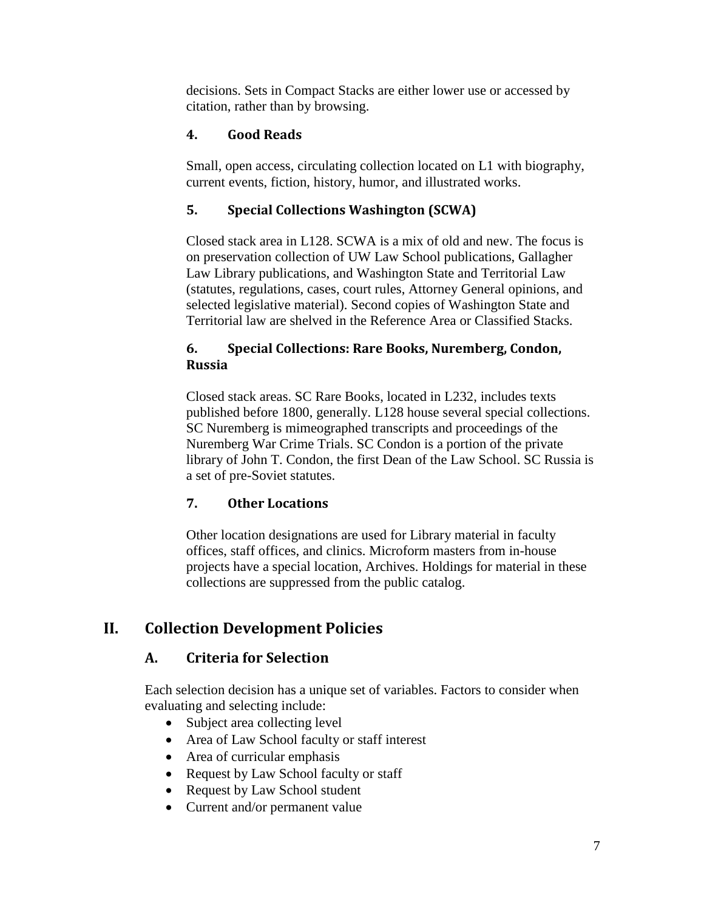decisions. Sets in Compact Stacks are either lower use or accessed by citation, rather than by browsing.

#### 4. Good Reads

Small, open access, circulating collection located on L1 with biography, current events, fiction, history, humor, and illustrated works.

#### 5. Special Collections Washington (SCWA)

Closed stack area in L128. SCWA is a mix of old and new. The focus is on preservation collection of UW Law School publications, Gallagher Law Library publications, and Washington State and Territorial Law (statutes, regulations, cases, court rules, Attorney General opinions, and selected legislative material). Second copies of Washington State and Territorial law are shelved in the Reference Area or Classified Stacks.

#### 6. Special Collections: Rare Books, Nuremberg, Condon, Russia

Closed stack areas. SC Rare Books, located in L232, includes texts published before 1800, generally. L128 house several special collections. SC Nuremberg is mimeographed transcripts and proceedings of the Nuremberg War Crime Trials. SC Condon is a portion of the private library of John T. Condon, the first Dean of the Law School. SC Russia is a set of pre-Soviet statutes.

#### 7. Other Locations

Other location designations are used for Library material in faculty offices, staff offices, and clinics. Microform masters from in-house projects have a special location, Archives. Holdings for material in these collections are suppressed from the public catalog.

## II. Collection Development Policies

### A. Criteria for Selection

Each selection decision has a unique set of variables. Factors to consider when evaluating and selecting include:

- Subject area collecting level
- Area of Law School faculty or staff interest
- Area of curricular emphasis
- Request by Law School faculty or staff
- Request by Law School student
- Current and/or permanent value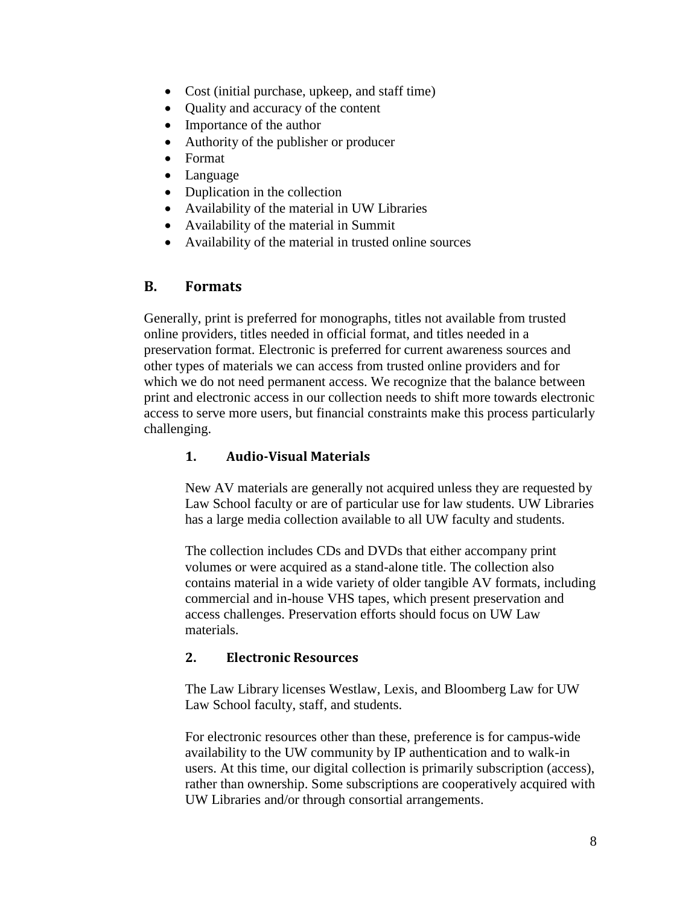- Cost (initial purchase, upkeep, and staff time)
- Quality and accuracy of the content
- Importance of the author
- Authority of the publisher or producer
- Format
- Language
- Duplication in the collection
- Availability of the material in UW Libraries
- Availability of the material in Summit
- Availability of the material in trusted online sources

## B. Formats

Generally, print is preferred for monographs, titles not available from trusted online providers, titles needed in official format, and titles needed in a preservation format. Electronic is preferred for current awareness sources and other types of materials we can access from trusted online providers and for which we do not need permanent access. We recognize that the balance between print and electronic access in our collection needs to shift more towards electronic access to serve more users, but financial constraints make this process particularly challenging.

### 1. Audio-Visual Materials

New AV materials are generally not acquired unless they are requested by Law School faculty or are of particular use for law students. UW Libraries has a large media collection available to all UW faculty and students.

The collection includes CDs and DVDs that either accompany print volumes or were acquired as a stand-alone title. The collection also contains material in a wide variety of older tangible AV formats, including commercial and in-house VHS tapes, which present preservation and access challenges. Preservation efforts should focus on UW Law materials.

### 2. Electronic Resources

The Law Library licenses Westlaw, Lexis, and Bloomberg Law for UW Law School faculty, staff, and students.

For electronic resources other than these, preference is for campus-wide availability to the UW community by IP authentication and to walk-in users. At this time, our digital collection is primarily subscription (access), rather than ownership. Some subscriptions are cooperatively acquired with UW Libraries and/or through consortial arrangements.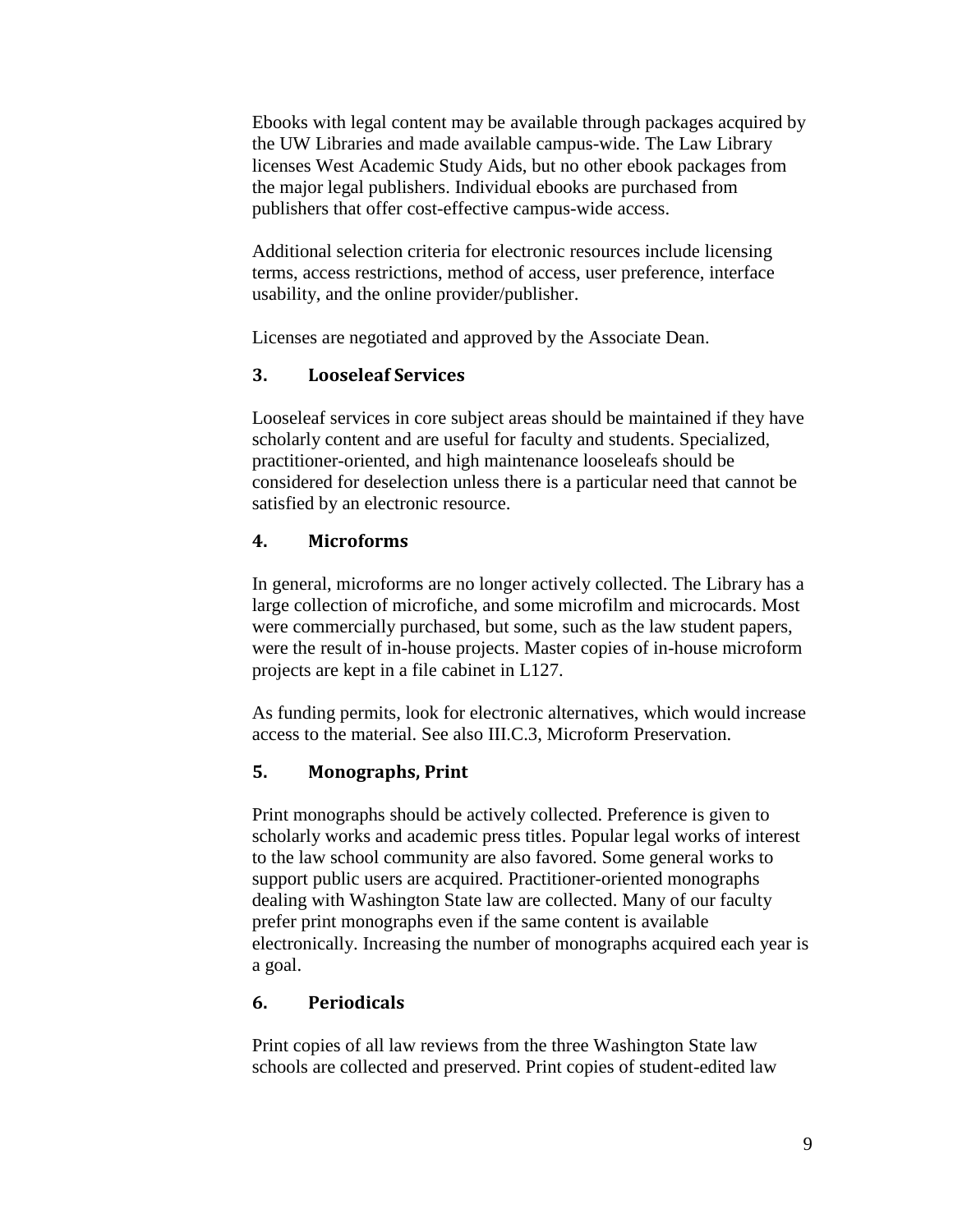Ebooks with legal content may be available through packages acquired by the UW Libraries and made available campus-wide. The Law Library licenses West Academic Study Aids, but no other ebook packages from the major legal publishers. Individual ebooks are purchased from publishers that offer cost-effective campus-wide access.

Additional selection criteria for electronic resources include licensing terms, access restrictions, method of access, user preference, interface usability, and the online provider/publisher.

Licenses are negotiated and approved by the Associate Dean.

### 3. Looseleaf Services

Looseleaf services in core subject areas should be maintained if they have scholarly content and are useful for faculty and students. Specialized, practitioner-oriented, and high maintenance looseleafs should be considered for deselection unless there is a particular need that cannot be satisfied by an electronic resource.

### 4. Microforms

In general, microforms are no longer actively collected. The Library has a large collection of microfiche, and some microfilm and microcards. Most were commercially purchased, but some, such as the law student papers, were the result of in-house projects. Master copies of in-house microform projects are kept in a file cabinet in L127.

As funding permits, look for electronic alternatives, which would increase access to the material. See also III.C.3, Microform Preservation.

### 5. Monographs, Print

Print monographs should be actively collected. Preference is given to scholarly works and academic press titles. Popular legal works of interest to the law school community are also favored. Some general works to support public users are acquired. Practitioner-oriented monographs dealing with Washington State law are collected. Many of our faculty prefer print monographs even if the same content is available electronically. Increasing the number of monographs acquired each year is a goal.

### 6. Periodicals

Print copies of all law reviews from the three Washington State law schools are collected and preserved. Print copies of student-edited law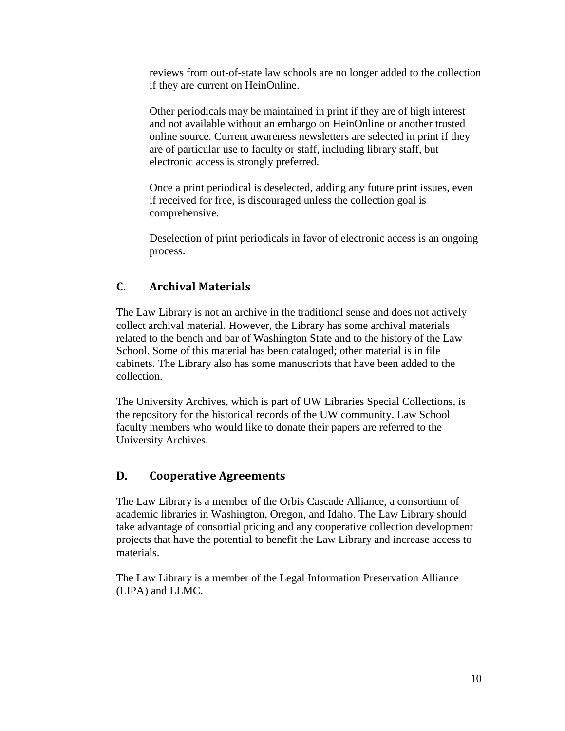reviews from out-of-state law schools are no longer added to the collection if they are current on HeinOnline.

Other periodicals may be maintained in print if they are of high interest and not available without an embargo on HeinOnline or another trusted online source. Current awareness newsletters are selected in print if they are of particular use to faculty or staff, including library staff, but electronic access is strongly preferred.

Once a print periodical is deselected, adding any future print issues, even if received for free, is discouraged unless the collection goal is comprehensive.

Deselection of print periodicals in favor of electronic access is an ongoing process.

## C. Archival Materials

The Law Library is not an archive in the traditional sense and does not actively collect archival material. However, the Library has some archival materials related to the bench and bar of Washington State and to the history of the Law School. Some of this material has been cataloged; other material is in file cabinets. The Library also has some manuscripts that have been added to the collection.

The University Archives, which is part of UW Libraries Special Collections, is the repository for the historical records of the UW community. Law School faculty members who would like to donate their papers are referred to the University Archives.

## D. Cooperative Agreements

The Law Library is a member of the Orbis Cascade Alliance, a consortium of academic libraries in Washington, Oregon, and Idaho. The Law Library should take advantage of consortial pricing and any cooperative collection development projects that have the potential to benefit the Law Library and increase access to materials.

The Law Library is a member of the Legal Information Preservation Alliance (LIPA) and LLMC.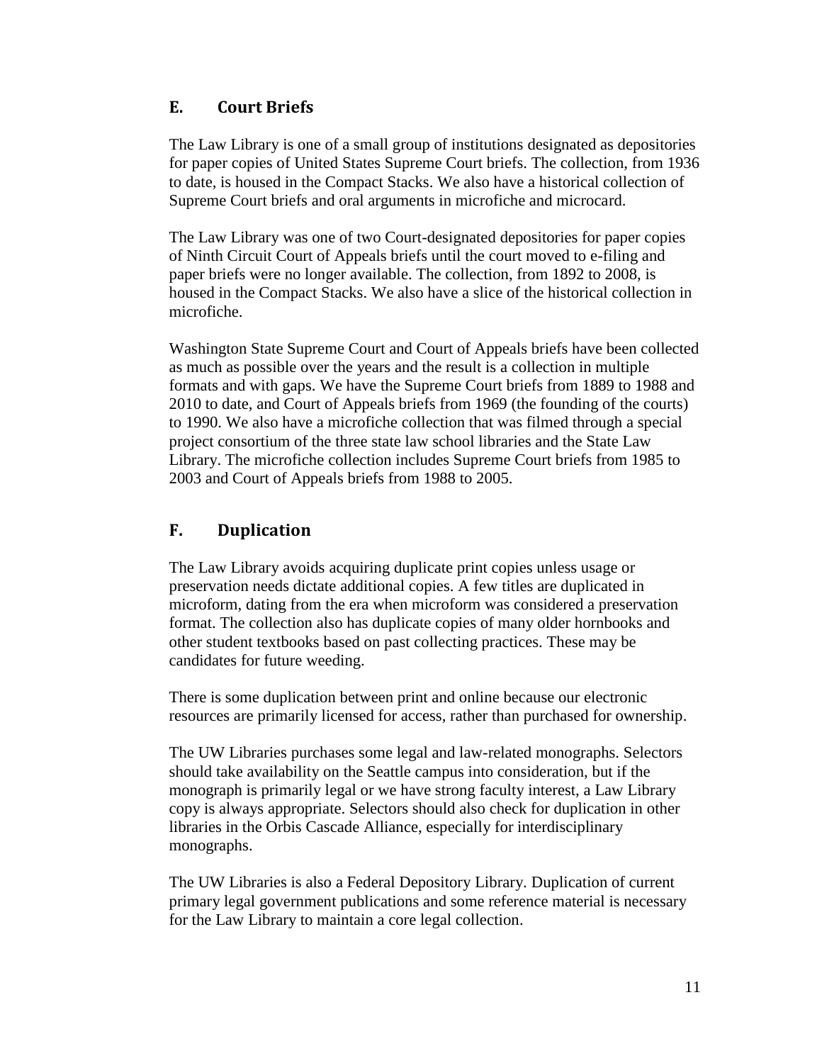## E. Court Briefs

The Law Library is one of a small group of institutions designated as depositories for paper copies of United States Supreme Court briefs. The collection, from 1936 to date, is housed in the Compact Stacks. We also have a historical collection of Supreme Court briefs and oral arguments in microfiche and microcard.

The Law Library was one of two Court-designated depositories for paper copies of Ninth Circuit Court of Appeals briefs until the court moved to e-filing and paper briefs were no longer available. The collection, from 1892 to 2008, is housed in the Compact Stacks. We also have a slice of the historical collection in microfiche.

Washington State Supreme Court and Court of Appeals briefs have been collected as much as possible over the years and the result is a collection in multiple formats and with gaps. We have the Supreme Court briefs from 1889 to 1988 and 2010 to date, and Court of Appeals briefs from 1969 (the founding of the courts) to 1990. We also have a microfiche collection that was filmed through a special project consortium of the three state law school libraries and the State Law Library. The microfiche collection includes Supreme Court briefs from 1985 to 2003 and Court of Appeals briefs from 1988 to 2005.

## F. Duplication

The Law Library avoids acquiring duplicate print copies unless usage or preservation needs dictate additional copies. A few titles are duplicated in microform, dating from the era when microform was considered a preservation format. The collection also has duplicate copies of many older hornbooks and other student textbooks based on past collecting practices. These may be candidates for future weeding.

There is some duplication between print and online because our electronic resources are primarily licensed for access, rather than purchased for ownership.

The UW Libraries purchases some legal and law-related monographs. Selectors should take availability on the Seattle campus into consideration, but if the monograph is primarily legal or we have strong faculty interest, a Law Library copy is always appropriate. Selectors should also check for duplication in other libraries in the Orbis Cascade Alliance, especially for interdisciplinary monographs.

The UW Libraries is also a Federal Depository Library. Duplication of current primary legal government publications and some reference material is necessary for the Law Library to maintain a core legal collection.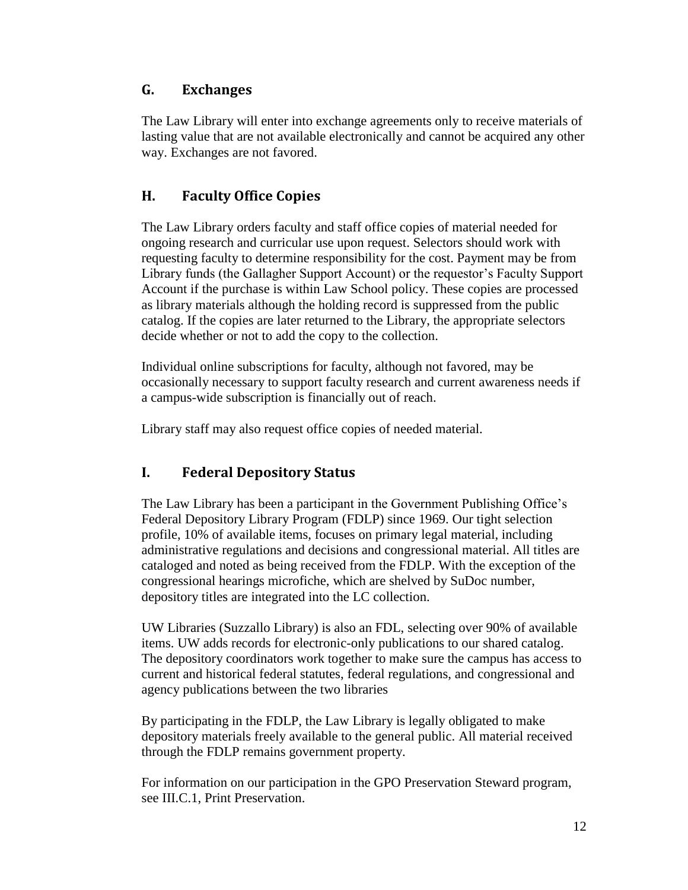## G. Exchanges

The Law Library will enter into exchange agreements only to receive materials of lasting value that are not available electronically and cannot be acquired any other way. Exchanges are not favored.

## H. Faculty Office Copies

The Law Library orders faculty and staff office copies of material needed for ongoing research and curricular use upon request. Selectors should work with requesting faculty to determine responsibility for the cost. Payment may be from Library funds (the Gallagher Support Account) or the requestor's Faculty Support Account if the purchase is within Law School policy. These copies are processed as library materials although the holding record is suppressed from the public catalog. If the copies are later returned to the Library, the appropriate selectors decide whether or not to add the copy to the collection.

Individual online subscriptions for faculty, although not favored, may be occasionally necessary to support faculty research and current awareness needs if a campus-wide subscription is financially out of reach.

Library staff may also request office copies of needed material.

## I. Federal Depository Status

The Law Library has been a participant in the Government Publishing Office's Federal Depository Library Program (FDLP) since 1969. Our tight selection profile, 10% of available items, focuses on primary legal material, including administrative regulations and decisions and congressional material. All titles are cataloged and noted as being received from the FDLP. With the exception of the congressional hearings microfiche, which are shelved by SuDoc number, depository titles are integrated into the LC collection.

UW Libraries (Suzzallo Library) is also an FDL, selecting over 90% of available items. UW adds records for electronic-only publications to our shared catalog. The depository coordinators work together to make sure the campus has access to current and historical federal statutes, federal regulations, and congressional and agency publications between the two libraries

By participating in the FDLP, the Law Library is legally obligated to make depository materials freely available to the general public. All material received through the FDLP remains government property.

For information on our participation in the GPO Preservation Steward program, see III.C.1, Print Preservation.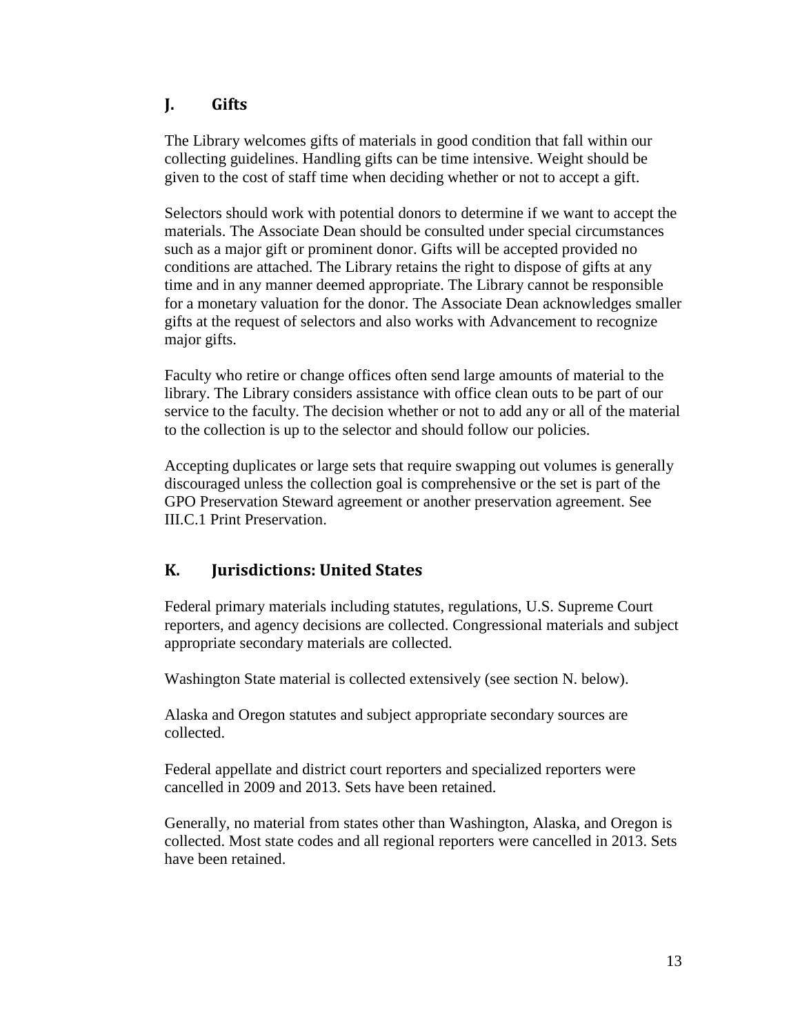## J. Gifts

The Library welcomes gifts of materials in good condition that fall within our collecting guidelines. Handling gifts can be time intensive. Weight should be given to the cost of staff time when deciding whether or not to accept a gift.

Selectors should work with potential donors to determine if we want to accept the materials. The Associate Dean should be consulted under special circumstances such as a major gift or prominent donor. Gifts will be accepted provided no conditions are attached. The Library retains the right to dispose of gifts at any time and in any manner deemed appropriate. The Library cannot be responsible for a monetary valuation for the donor. The Associate Dean acknowledges smaller gifts at the request of selectors and also works with Advancement to recognize major gifts.

Faculty who retire or change offices often send large amounts of material to the library. The Library considers assistance with office clean outs to be part of our service to the faculty. The decision whether or not to add any or all of the material to the collection is up to the selector and should follow our policies.

Accepting duplicates or large sets that require swapping out volumes is generally discouraged unless the collection goal is comprehensive or the set is part of the GPO Preservation Steward agreement or another preservation agreement. See III.C.1 Print Preservation.

## K. Jurisdictions: United States

Federal primary materials including statutes, regulations, U.S. Supreme Court reporters, and agency decisions are collected. Congressional materials and subject appropriate secondary materials are collected.

Washington State material is collected extensively (see section N. below).

Alaska and Oregon statutes and subject appropriate secondary sources are collected.

Federal appellate and district court reporters and specialized reporters were cancelled in 2009 and 2013. Sets have been retained.

Generally, no material from states other than Washington, Alaska, and Oregon is collected. Most state codes and all regional reporters were cancelled in 2013. Sets have been retained.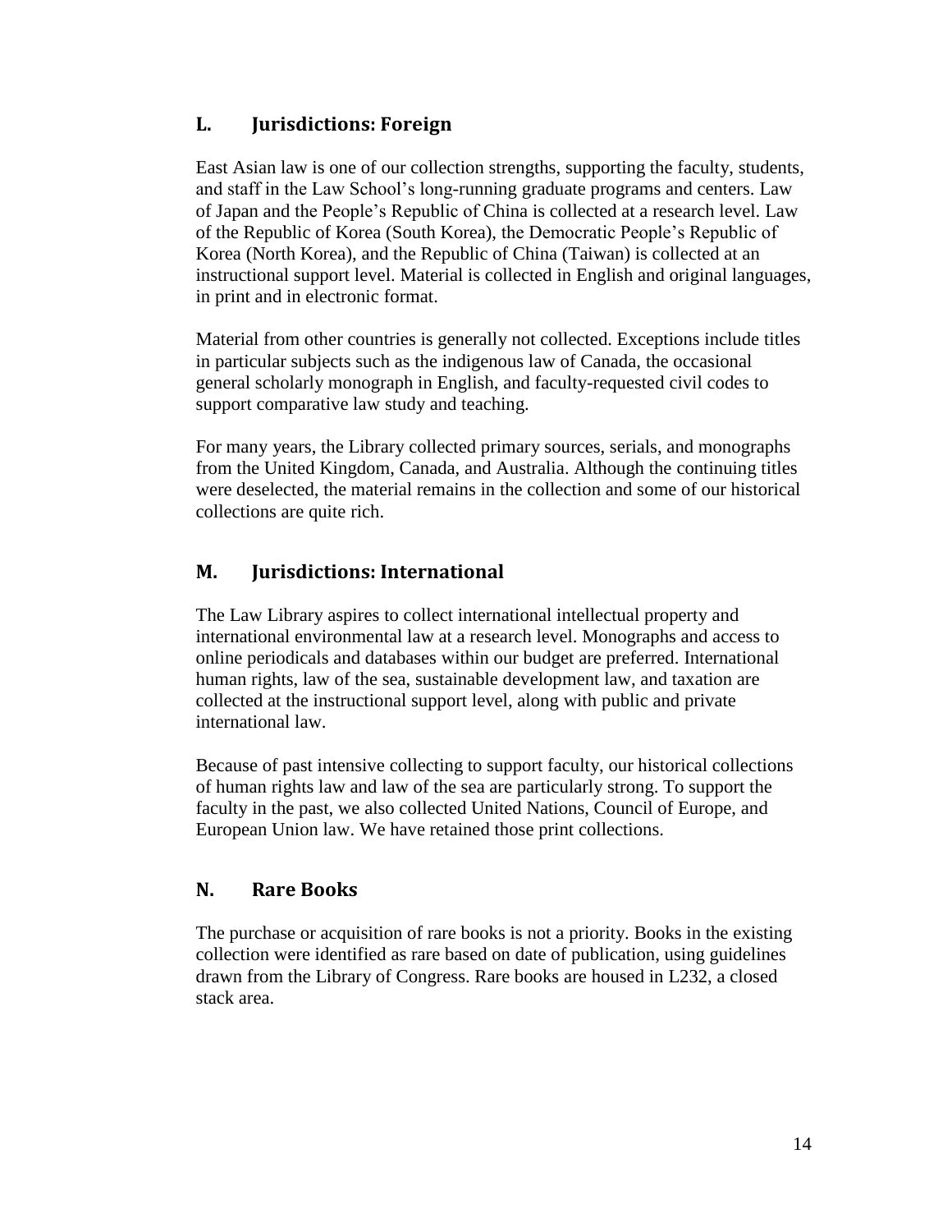## L. Jurisdictions: Foreign

East Asian law is one of our collection strengths, supporting the faculty, students, and staff in the Law School's long-running graduate programs and centers. Law of Japan and the People's Republic of China is collected at a research level. Law of the Republic of Korea (South Korea), the Democratic People's Republic of Korea (North Korea), and the Republic of China (Taiwan) is collected at an instructional support level. Material is collected in English and original languages, in print and in electronic format.

Material from other countries is generally not collected. Exceptions include titles in particular subjects such as the indigenous law of Canada, the occasional general scholarly monograph in English, and faculty-requested civil codes to support comparative law study and teaching.

For many years, the Library collected primary sources, serials, and monographs from the United Kingdom, Canada, and Australia. Although the continuing titles were deselected, the material remains in the collection and some of our historical collections are quite rich.

## M. Jurisdictions: International

The Law Library aspires to collect international intellectual property and international environmental law at a research level. Monographs and access to online periodicals and databases within our budget are preferred. International human rights, law of the sea, sustainable development law, and taxation are collected at the instructional support level, along with public and private international law.

Because of past intensive collecting to support faculty, our historical collections of human rights law and law of the sea are particularly strong. To support the faculty in the past, we also collected United Nations, Council of Europe, and European Union law. We have retained those print collections.

## N. Rare Books

The purchase or acquisition of rare books is not a priority. Books in the existing collection were identified as rare based on date of publication, using guidelines drawn from the Library of Congress. Rare books are housed in L232, a closed stack area.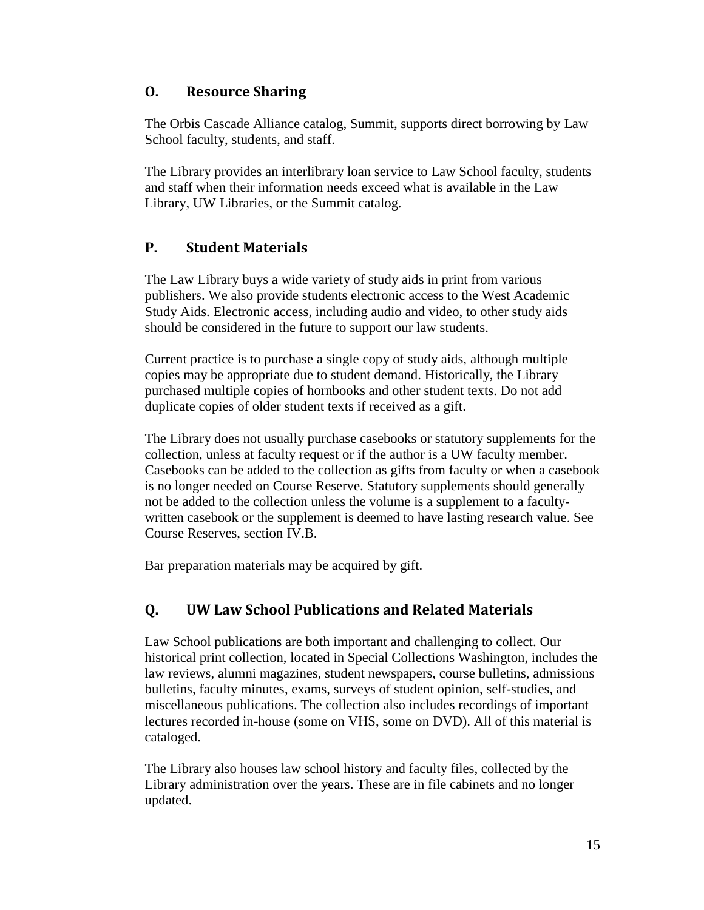## O. Resource Sharing

The Orbis Cascade Alliance catalog, Summit, supports direct borrowing by Law School faculty, students, and staff.

The Library provides an interlibrary loan service to Law School faculty, students and staff when their information needs exceed what is available in the Law Library, UW Libraries, or the Summit catalog.

## P. Student Materials

The Law Library buys a wide variety of study aids in print from various publishers. We also provide students electronic access to the West Academic Study Aids. Electronic access, including audio and video, to other study aids should be considered in the future to support our law students.

Current practice is to purchase a single copy of study aids, although multiple copies may be appropriate due to student demand. Historically, the Library purchased multiple copies of hornbooks and other student texts. Do not add duplicate copies of older student texts if received as a gift.

The Library does not usually purchase casebooks or statutory supplements for the collection, unless at faculty request or if the author is a UW faculty member. Casebooks can be added to the collection as gifts from faculty or when a casebook is no longer needed on Course Reserve. Statutory supplements should generally not be added to the collection unless the volume is a supplement to a faculty-written casebook or the supplement is deemed to have lasting research value. See Course Reserves, section IV.B.

Bar preparation materials may be acquired by gift.

## Q. UW Law School Publications and Related Materials

Law School publications are both important and challenging to collect. Our historical print collection, located in Special Collections Washington, includes the law reviews, alumni magazines, student newspapers, course bulletins, admissions bulletins, faculty minutes, exams, surveys of student opinion, self-studies, and miscellaneous publications. The collection also includes recordings of important lectures recorded in-house (some on VHS, some on DVD). All of this material is cataloged.

The Library also houses law school history and faculty files, collected by the Library administration over the years. These are in file cabinets and no longer updated.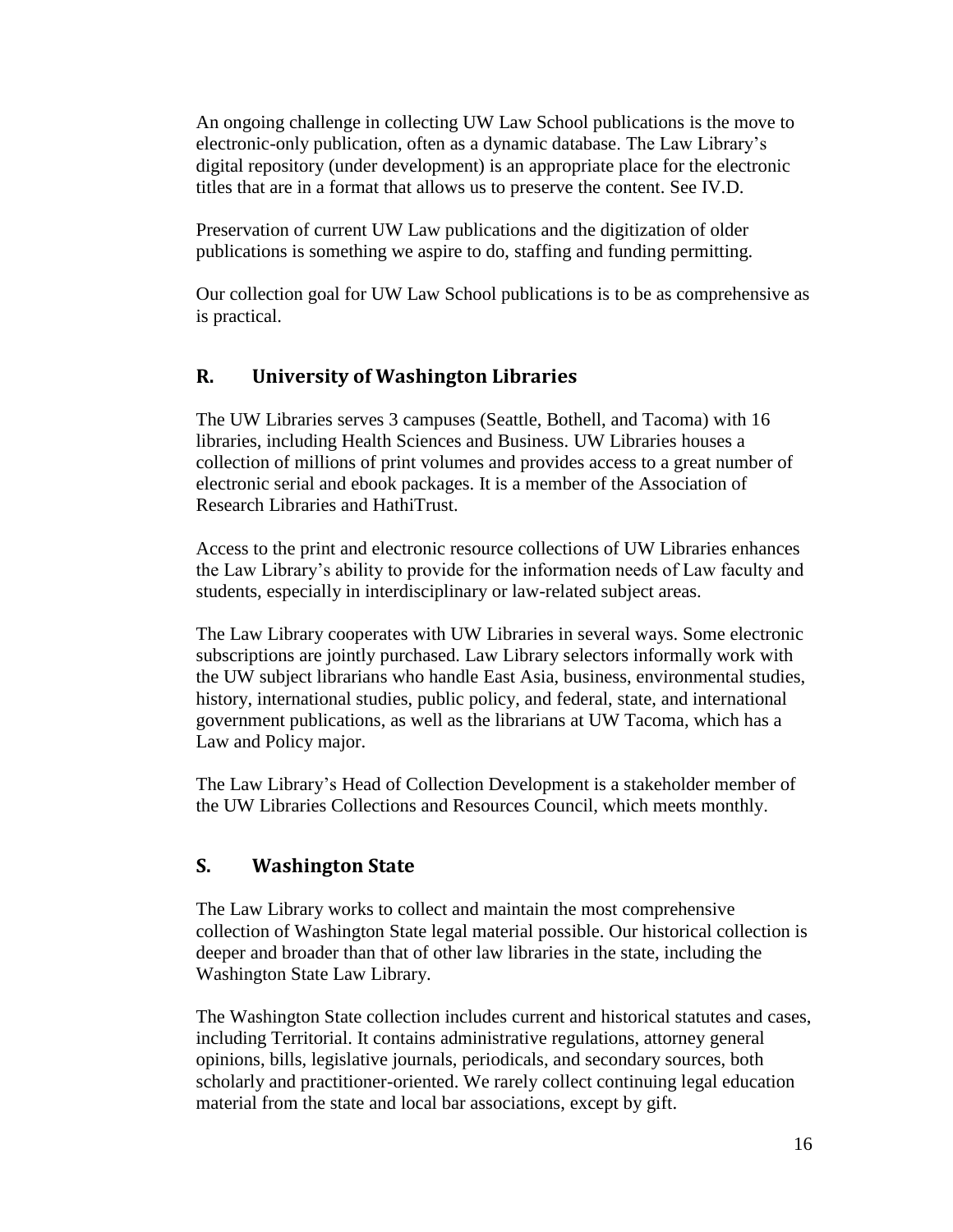An ongoing challenge in collecting UW Law School publications is the move to electronic-only publication, often as a dynamic database. The Law Library's digital repository (under development) is an appropriate place for the electronic titles that are in a format that allows us to preserve the content. See IV.D.

Preservation of current UW Law publications and the digitization of older publications is something we aspire to do, staffing and funding permitting.

Our collection goal for UW Law School publications is to be as comprehensive as is practical.

## R. University of Washington Libraries

The UW Libraries serves 3 campuses (Seattle, Bothell, and Tacoma) with 16 libraries, including Health Sciences and Business. UW Libraries houses a collection of millions of print volumes and provides access to a great number of electronic serial and ebook packages. It is a member of the Association of Research Libraries and HathiTrust.

Access to the print and electronic resource collections of UW Libraries enhances the Law Library's ability to provide for the information needs of Law faculty and students, especially in interdisciplinary or law-related subject areas.

The Law Library cooperates with UW Libraries in several ways. Some electronic subscriptions are jointly purchased. Law Library selectors informally work with the UW subject librarians who handle East Asia, business, environmental studies, history, international studies, public policy, and federal, state, and international government publications, as well as the librarians at UW Tacoma, which has a Law and Policy major.

The Law Library's Head of Collection Development is a stakeholder member of the UW Libraries Collections and Resources Council, which meets monthly.

## S. Washington State

The Law Library works to collect and maintain the most comprehensive collection of Washington State legal material possible. Our historical collection is deeper and broader than that of other law libraries in the state, including the Washington State Law Library.

The Washington State collection includes current and historical statutes and cases, including Territorial. It contains administrative regulations, attorney general opinions, bills, legislative journals, periodicals, and secondary sources, both scholarly and practitioner-oriented. We rarely collect continuing legal education material from the state and local bar associations, except by gift.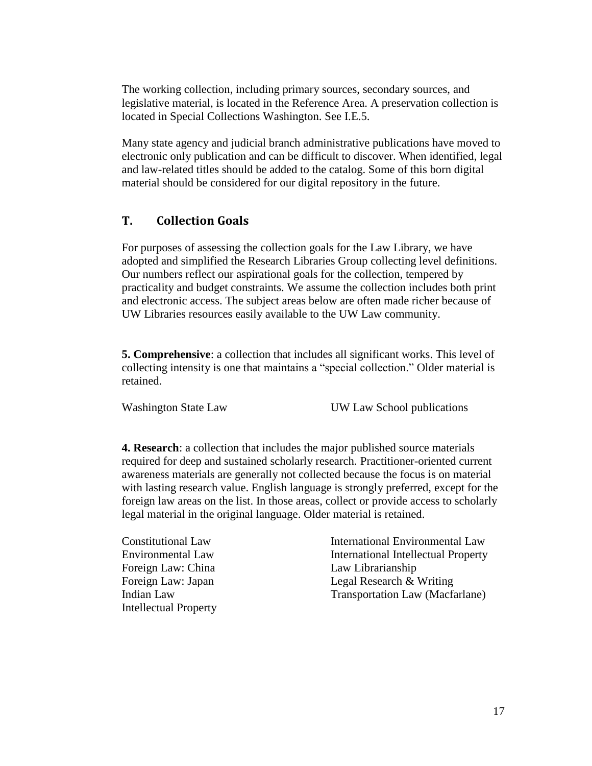The working collection, including primary sources, secondary sources, and legislative material, is located in the Reference Area. A preservation collection is located in Special Collections Washington. See I.E.5.

Many state agency and judicial branch administrative publications have moved to electronic only publication and can be difficult to discover. When identified, legal and law-related titles should be added to the catalog. Some of this born digital material should be considered for our digital repository in the future.

## T. Collection Goals

For purposes of assessing the collection goals for the Law Library, we have adopted and simplified the Research Libraries Group collecting level definitions. Our numbers reflect our aspirational goals for the collection, tempered by practicality and budget constraints. We assume the collection includes both print and electronic access. The subject areas below are often made richer because of UW Libraries resources easily available to the UW Law community.

**5. Comprehensive**: a collection that includes all significant works. This level of collecting intensity is one that maintains a "special collection." Older material is retained.

- Washington State Law
- UW Law School publications

**4. Research**: a collection that includes the major published source materials required for deep and sustained scholarly research. Practitioner-oriented current awareness materials are generally not collected because the focus is on material with lasting research value. English language is strongly preferred, except for the foreign law areas on the list. In those areas, collect or provide access to scholarly legal material in the original language. Older material is retained.

- Constitutional Law
- Environmental Law
- Foreign Law: China
- Foreign Law: Japan
- Indian Law
- Intellectual Property
- International Environmental Law
- International Intellectual Property
- Law Librarianship
- Legal Research & Writing
- Transportation Law (Macfarlane)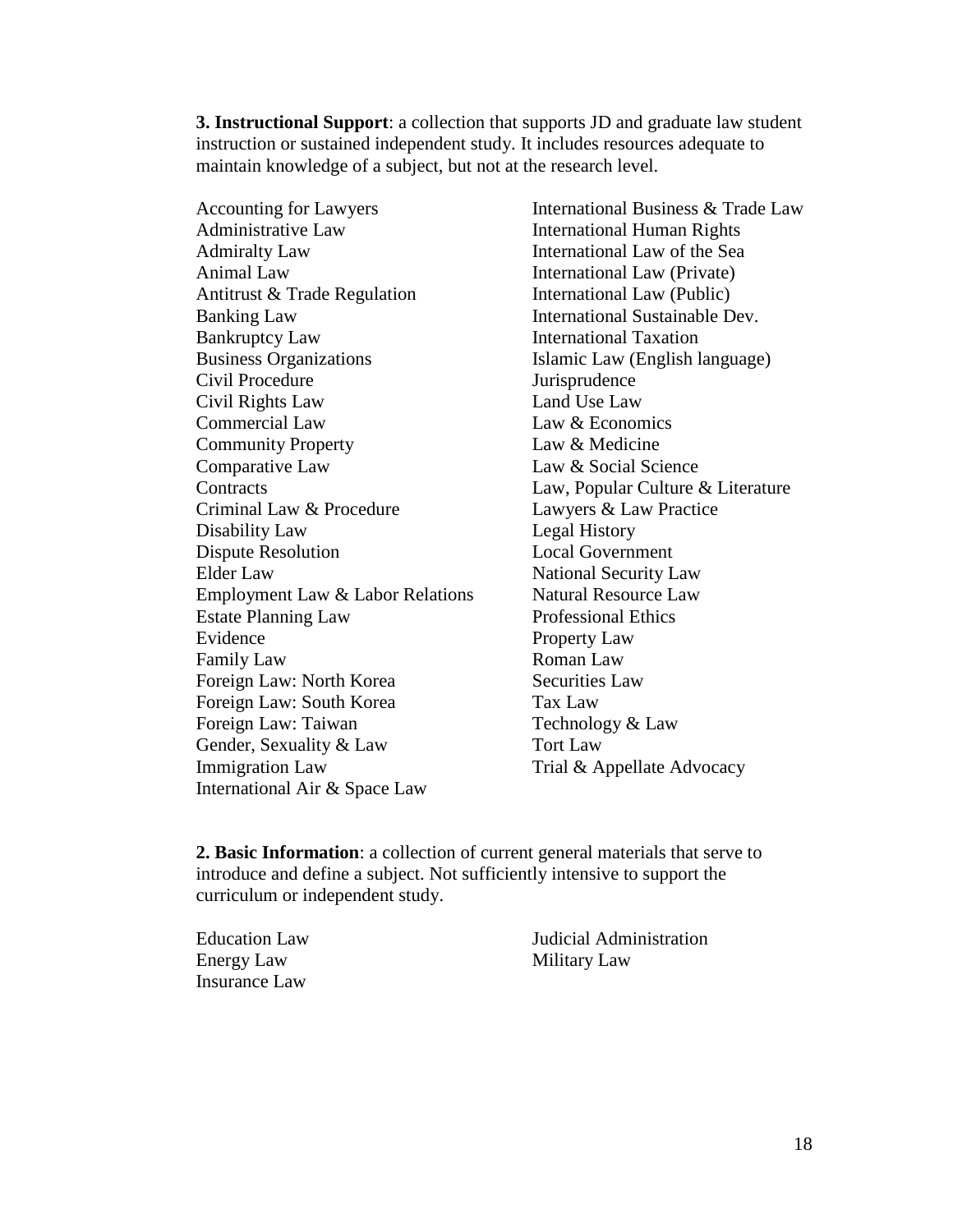**3. Instructional Support**: a collection that supports JD and graduate law student instruction or sustained independent study. It includes resources adequate to maintain knowledge of a subject, but not at the research level.

Accounting for Lawyers
Administrative Law
Admiralty Law
Animal Law
Antitrust & Trade Regulation
Banking Law
Bankruptcy Law
Business Organizations
Civil Procedure
Civil Rights Law
Commercial Law
Community Property
Comparative Law
Contracts
Criminal Law & Procedure
Disability Law
Dispute Resolution
Elder Law
Employment Law & Labor Relations
Estate Planning Law
Evidence
Family Law
Foreign Law: North Korea
Foreign Law: South Korea
Foreign Law: Taiwan
Gender, Sexuality & Law
Immigration Law
International Air & Space Law
International Business & Trade Law
International Human Rights
International Law of the Sea
International Law (Private)
International Law (Public)
International Sustainable Dev.
International Taxation
Islamic Law (English language)
Jurisprudence
Land Use Law
Law & Economics
Law & Medicine
Law & Social Science
Law, Popular Culture & Literature
Lawyers & Law Practice
Legal History
Local Government
National Security Law
Natural Resource Law
Professional Ethics
Property Law
Roman Law
Securities Law
Tax Law
Technology & Law
Tort Law
Trial & Appellate Advocacy

**2. Basic Information**: a collection of current general materials that serve to introduce and define a subject. Not sufficiently intensive to support the curriculum or independent study.

Education Law
Energy Law
Insurance Law
Judicial Administration
Military Law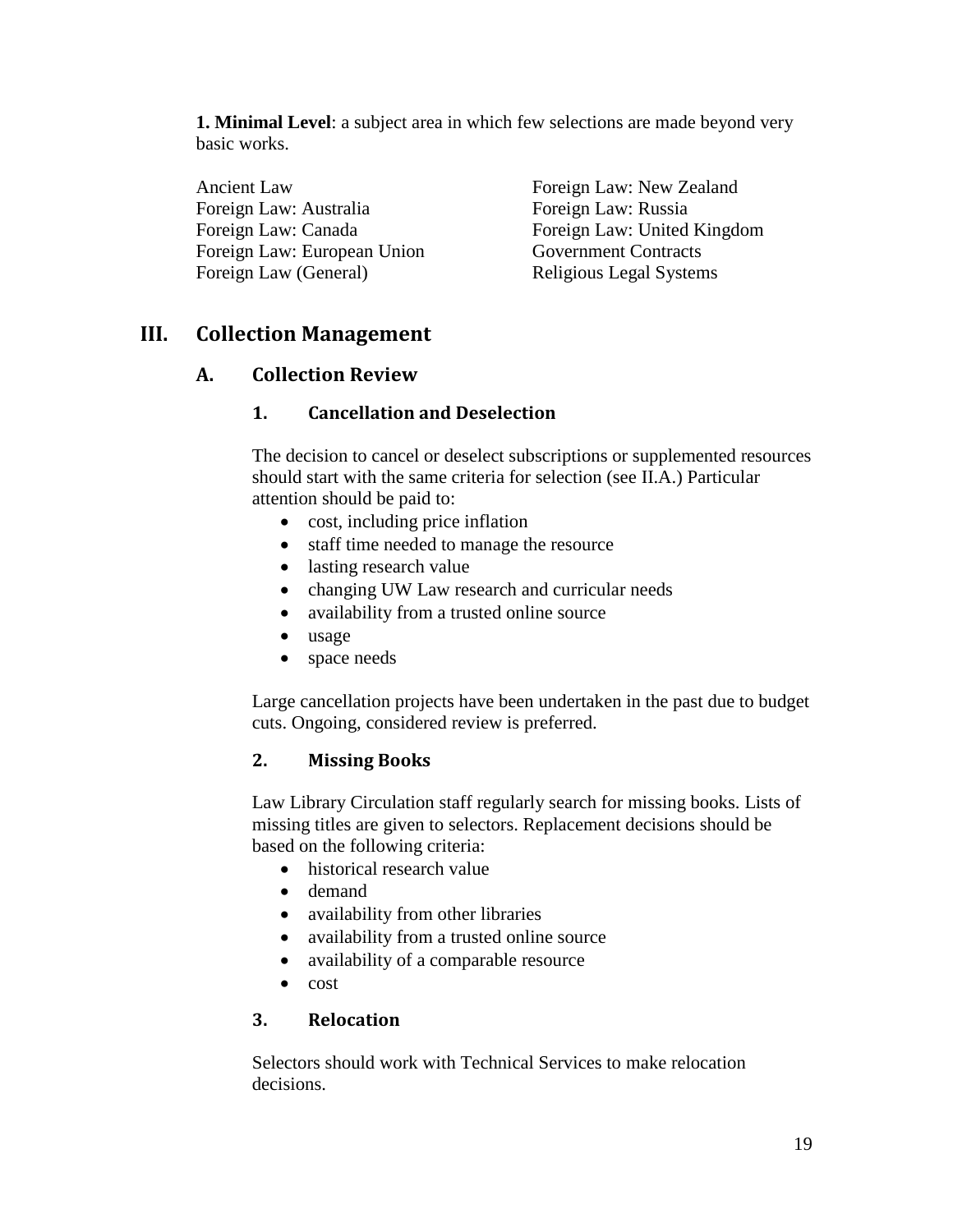**1. Minimal Level**: a subject area in which few selections are made beyond very basic works.

Ancient Law
Foreign Law: Australia
Foreign Law: Canada
Foreign Law: European Union
Foreign Law (General)
Foreign Law: New Zealand
Foreign Law: Russia
Foreign Law: United Kingdom
Government Contracts
Religious Legal Systems

# III. Collection Management

## A. Collection Review

### 1. Cancellation and Deselection

The decision to cancel or deselect subscriptions or supplemented resources should start with the same criteria for selection (see II.A.) Particular attention should be paid to:

- cost, including price inflation
- staff time needed to manage the resource
- lasting research value
- changing UW Law research and curricular needs
- availability from a trusted online source
- usage
- space needs

Large cancellation projects have been undertaken in the past due to budget cuts. Ongoing, considered review is preferred.

### 2. Missing Books

Law Library Circulation staff regularly search for missing books. Lists of missing titles are given to selectors. Replacement decisions should be based on the following criteria:

- historical research value
- demand
- availability from other libraries
- availability from a trusted online source
- availability of a comparable resource
- cost

### 3. Relocation

Selectors should work with Technical Services to make relocation decisions.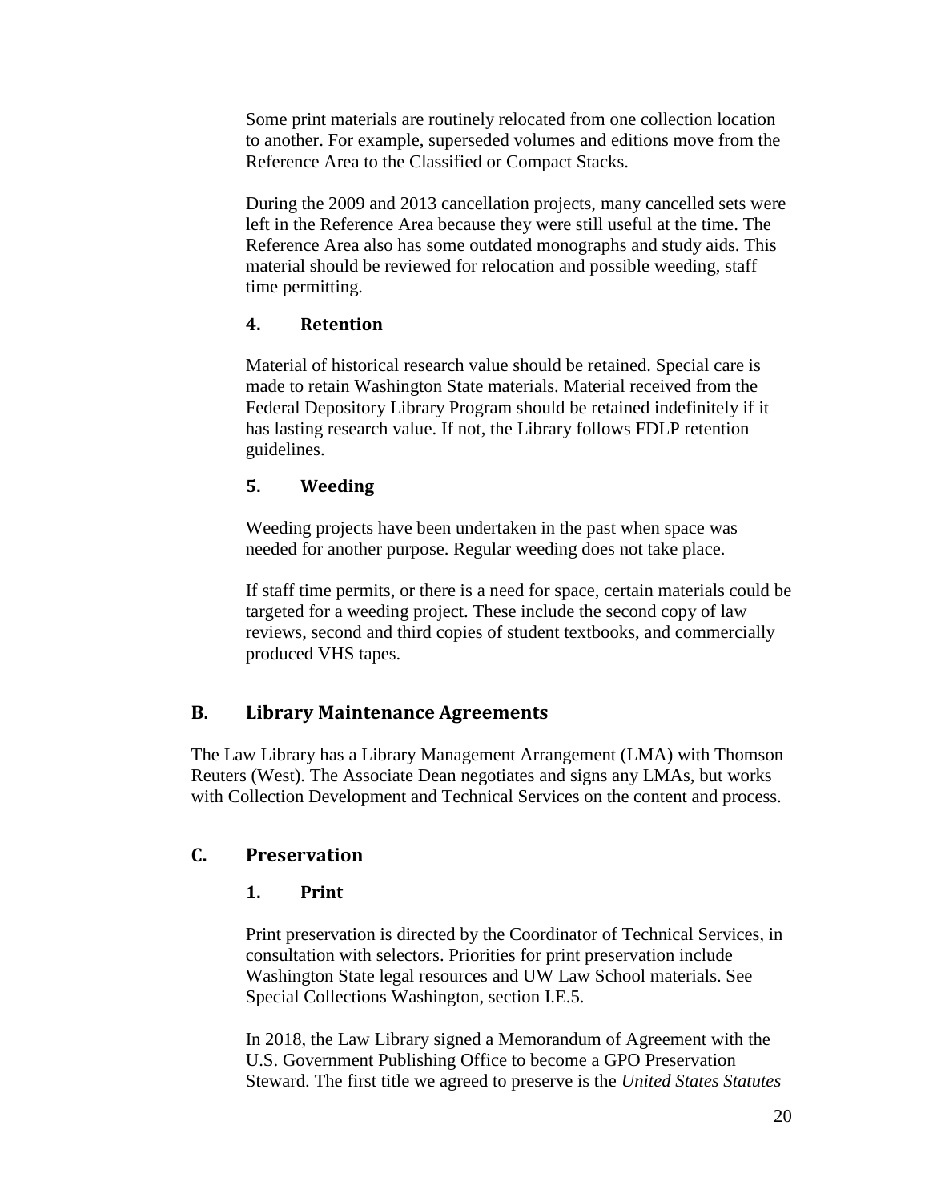Some print materials are routinely relocated from one collection location to another. For example, superseded volumes and editions move from the Reference Area to the Classified or Compact Stacks.

During the 2009 and 2013 cancellation projects, many cancelled sets were left in the Reference Area because they were still useful at the time. The Reference Area also has some outdated monographs and study aids. This material should be reviewed for relocation and possible weeding, staff time permitting.

### 4. Retention

Material of historical research value should be retained. Special care is made to retain Washington State materials. Material received from the Federal Depository Library Program should be retained indefinitely if it has lasting research value. If not, the Library follows FDLP retention guidelines.

### 5. Weeding

Weeding projects have been undertaken in the past when space was needed for another purpose. Regular weeding does not take place.

If staff time permits, or there is a need for space, certain materials could be targeted for a weeding project. These include the second copy of law reviews, second and third copies of student textbooks, and commercially produced VHS tapes.

## B. Library Maintenance Agreements

The Law Library has a Library Management Arrangement (LMA) with Thomson Reuters (West). The Associate Dean negotiates and signs any LMAs, but works with Collection Development and Technical Services on the content and process.

## C. Preservation

### 1. Print

Print preservation is directed by the Coordinator of Technical Services, in consultation with selectors. Priorities for print preservation include Washington State legal resources and UW Law School materials. See Special Collections Washington, section I.E.5.

In 2018, the Law Library signed a Memorandum of Agreement with the U.S. Government Publishing Office to become a GPO Preservation Steward. The first title we agreed to preserve is the *United States Statutes*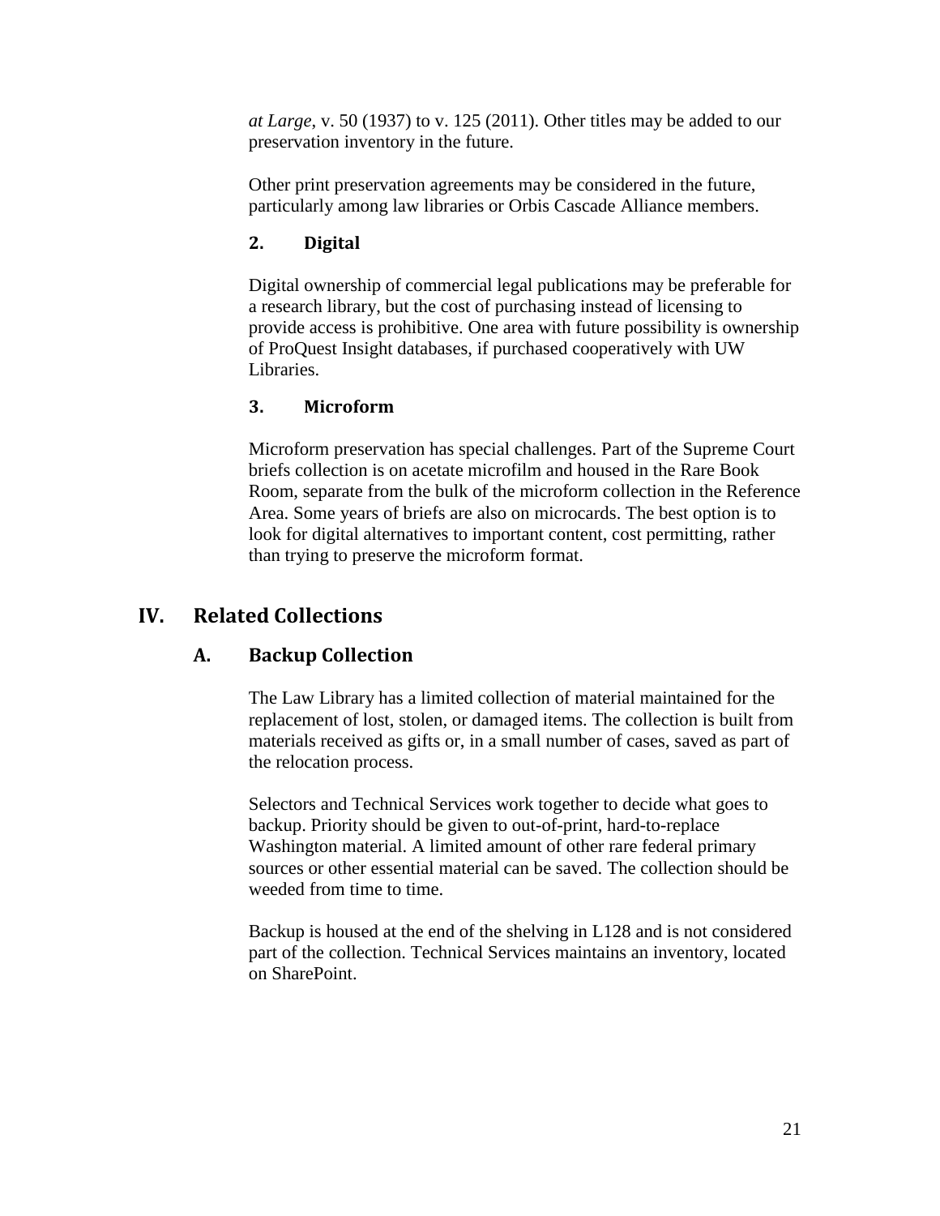*at Large*, v. 50 (1937) to v. 125 (2011). Other titles may be added to our preservation inventory in the future.

Other print preservation agreements may be considered in the future, particularly among law libraries or Orbis Cascade Alliance members.

#### 2. Digital

Digital ownership of commercial legal publications may be preferable for a research library, but the cost of purchasing instead of licensing to provide access is prohibitive. One area with future possibility is ownership of ProQuest Insight databases, if purchased cooperatively with UW Libraries.

#### 3. Microform

Microform preservation has special challenges. Part of the Supreme Court briefs collection is on acetate microfilm and housed in the Rare Book Room, separate from the bulk of the microform collection in the Reference Area. Some years of briefs are also on microcards. The best option is to look for digital alternatives to important content, cost permitting, rather than trying to preserve the microform format.

## IV. Related Collections

### A. Backup Collection

The Law Library has a limited collection of material maintained for the replacement of lost, stolen, or damaged items. The collection is built from materials received as gifts or, in a small number of cases, saved as part of the relocation process.

Selectors and Technical Services work together to decide what goes to backup. Priority should be given to out-of-print, hard-to-replace Washington material. A limited amount of other rare federal primary sources or other essential material can be saved. The collection should be weeded from time to time.

Backup is housed at the end of the shelving in L128 and is not considered part of the collection. Technical Services maintains an inventory, located on SharePoint.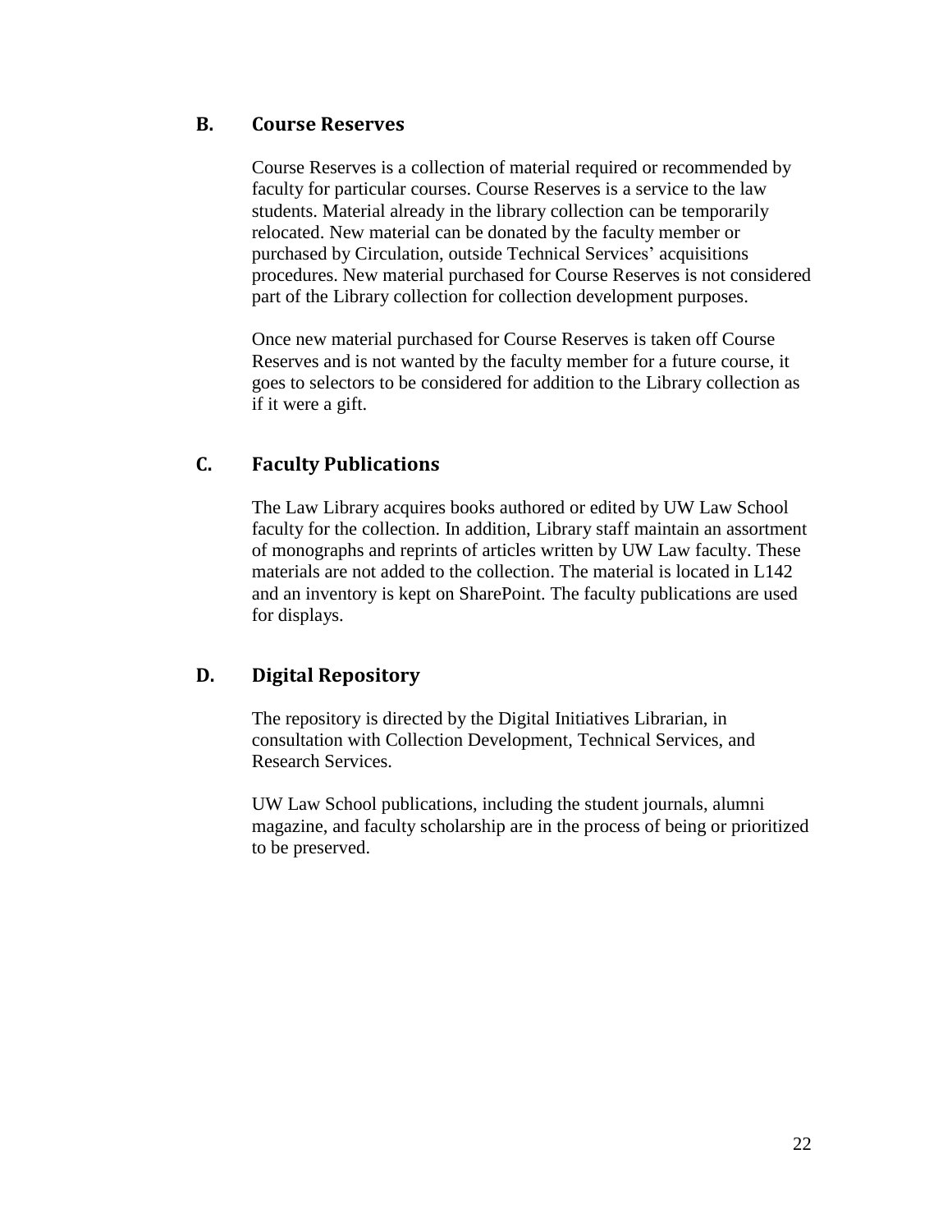## B. Course Reserves

Course Reserves is a collection of material required or recommended by faculty for particular courses. Course Reserves is a service to the law students. Material already in the library collection can be temporarily relocated. New material can be donated by the faculty member or purchased by Circulation, outside Technical Services' acquisitions procedures. New material purchased for Course Reserves is not considered part of the Library collection for collection development purposes.

Once new material purchased for Course Reserves is taken off Course Reserves and is not wanted by the faculty member for a future course, it goes to selectors to be considered for addition to the Library collection as if it were a gift.

## C. Faculty Publications

The Law Library acquires books authored or edited by UW Law School faculty for the collection. In addition, Library staff maintain an assortment of monographs and reprints of articles written by UW Law faculty. These materials are not added to the collection. The material is located in L142 and an inventory is kept on SharePoint. The faculty publications are used for displays.

## D. Digital Repository

The repository is directed by the Digital Initiatives Librarian, in consultation with Collection Development, Technical Services, and Research Services.

UW Law School publications, including the student journals, alumni magazine, and faculty scholarship are in the process of being or prioritized to be preserved.